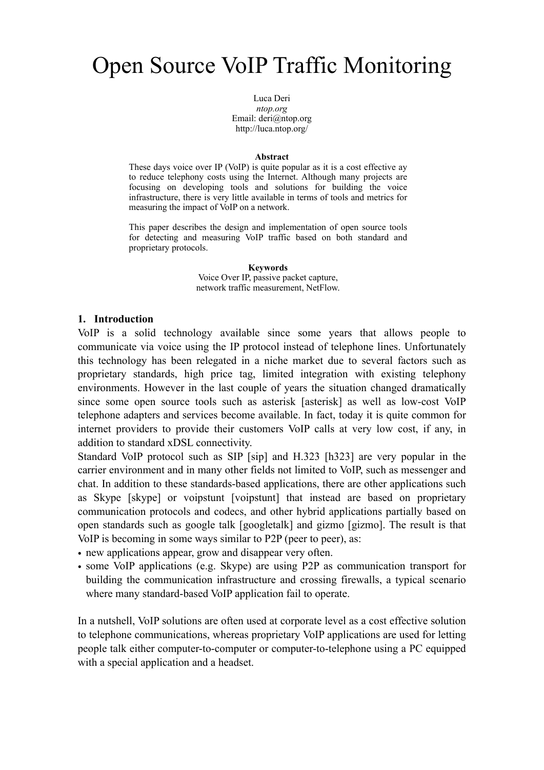# Open Source VoIP Traffic Monitoring

Luca Deri
*ntop.org*
Email: deri@ntop.org
http://luca.ntop.org/

**Abstract**

These days voice over IP (VoIP) is quite popular as it is a cost effective ay to reduce telephony costs using the Internet. Although many projects are focusing on developing tools and solutions for building the voice infrastructure, there is very little available in terms of tools and metrics for measuring the impact of VoIP on a network.

This paper describes the design and implementation of open source tools for detecting and measuring VoIP traffic based on both standard and proprietary protocols.

**Keywords**

Voice Over IP, passive packet capture, network traffic measurement, NetFlow.

## 1. Introduction

VoIP is a solid technology available since some years that allows people to communicate via voice using the IP protocol instead of telephone lines. Unfortunately this technology has been relegated in a niche market due to several factors such as proprietary standards, high price tag, limited integration with existing telephony environments. However in the last couple of years the situation changed dramatically since some open source tools such as asterisk [asterisk] as well as low-cost VoIP telephone adapters and services become available. In fact, today it is quite common for internet providers to provide their customers VoIP calls at very low cost, if any, in addition to standard xDSL connectivity.

Standard VoIP protocol such as SIP [sip] and H.323 [h323] are very popular in the carrier environment and in many other fields not limited to VoIP, such as messenger and chat. In addition to these standards-based applications, there are other applications such as Skype [skype] or voipstunt [voipstunt] that instead are based on proprietary communication protocols and codecs, and other hybrid applications partially based on open standards such as google talk [googletalk] and gizmo [gizmo]. The result is that VoIP is becoming in some ways similar to P2P (peer to peer), as:

- new applications appear, grow and disappear very often.
- some VoIP applications (e.g. Skype) are using P2P as communication transport for building the communication infrastructure and crossing firewalls, a typical scenario where many standard-based VoIP application fail to operate.

In a nutshell, VoIP solutions are often used at corporate level as a cost effective solution to telephone communications, whereas proprietary VoIP applications are used for letting people talk either computer-to-computer or computer-to-telephone using a PC equipped with a special application and a headset.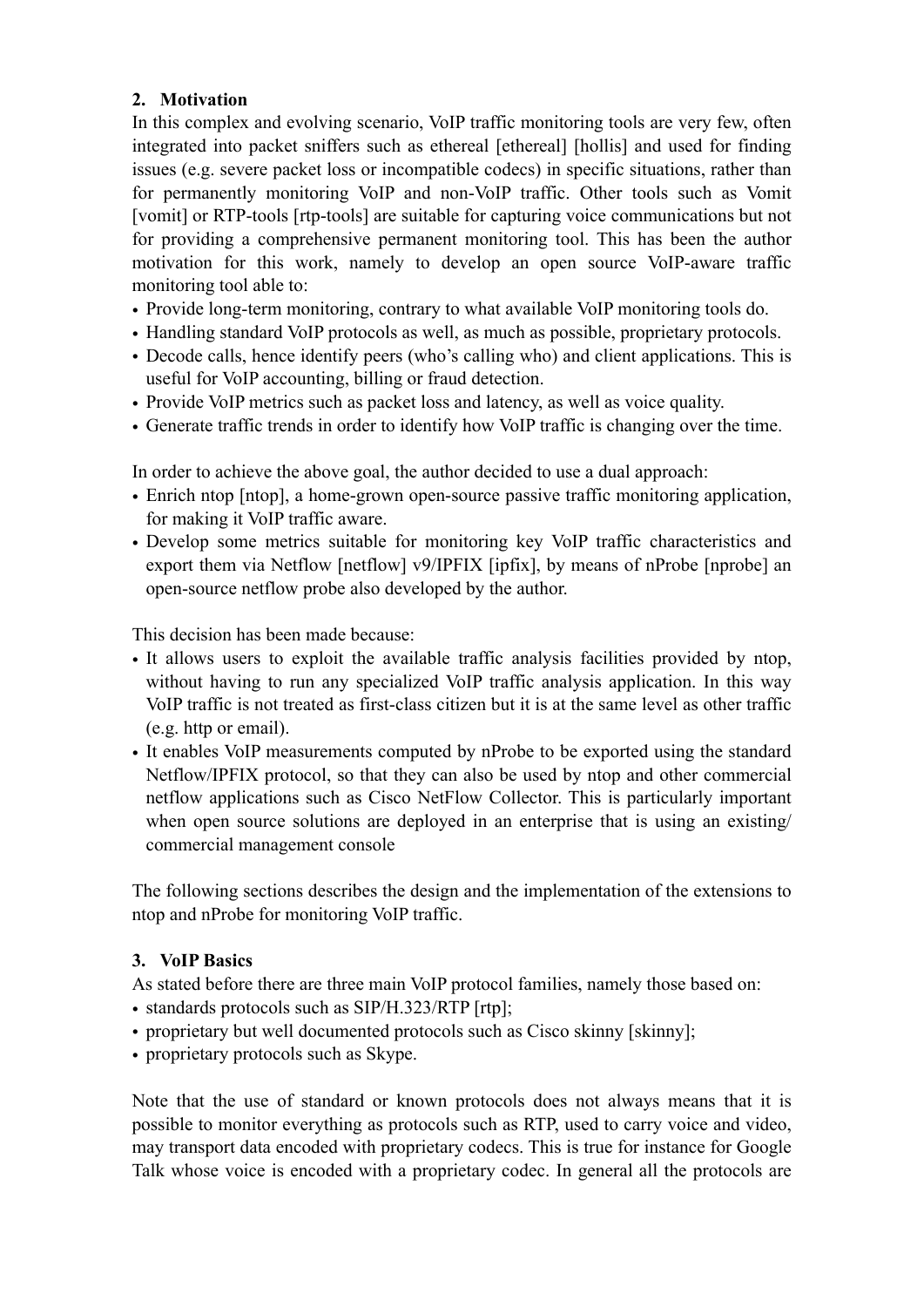## 2. Motivation

In this complex and evolving scenario, VoIP traffic monitoring tools are very few, often integrated into packet sniffers such as ethereal [ethereal] [hollis] and used for finding issues (e.g. severe packet loss or incompatible codecs) in specific situations, rather than for permanently monitoring VoIP and non-VoIP traffic. Other tools such as Vomit [vomit] or RTP-tools [rtp-tools] are suitable for capturing voice communications but not for providing a comprehensive permanent monitoring tool. This has been the author motivation for this work, namely to develop an open source VoIP-aware traffic monitoring tool able to:

- Provide long-term monitoring, contrary to what available VoIP monitoring tools do.
- Handling standard VoIP protocols as well, as much as possible, proprietary protocols.
- Decode calls, hence identify peers (who's calling who) and client applications. This is useful for VoIP accounting, billing or fraud detection.
- Provide VoIP metrics such as packet loss and latency, as well as voice quality.
- Generate traffic trends in order to identify how VoIP traffic is changing over the time.

In order to achieve the above goal, the author decided to use a dual approach:

- Enrich ntop [ntop], a home-grown open-source passive traffic monitoring application, for making it VoIP traffic aware.
- Develop some metrics suitable for monitoring key VoIP traffic characteristics and export them via Netflow [netflow] v9/IPFIX [ipfix], by means of nProbe [nprobe] an open-source netflow probe also developed by the author.

This decision has been made because:

- It allows users to exploit the available traffic analysis facilities provided by ntop, without having to run any specialized VoIP traffic analysis application. In this way VoIP traffic is not treated as first-class citizen but it is at the same level as other traffic (e.g. http or email).
- It enables VoIP measurements computed by nProbe to be exported using the standard Netflow/IPFIX protocol, so that they can also be used by ntop and other commercial netflow applications such as Cisco NetFlow Collector. This is particularly important when open source solutions are deployed in an enterprise that is using an existing/ commercial management console

The following sections describes the design and the implementation of the extensions to ntop and nProbe for monitoring VoIP traffic.

## 3. VoIP Basics

As stated before there are three main VoIP protocol families, namely those based on:

- standards protocols such as SIP/H.323/RTP [rtp];
- proprietary but well documented protocols such as Cisco skinny [skinny];
- proprietary protocols such as Skype.

Note that the use of standard or known protocols does not always means that it is possible to monitor everything as protocols such as RTP, used to carry voice and video, may transport data encoded with proprietary codecs. This is true for instance for Google Talk whose voice is encoded with a proprietary codec. In general all the protocols are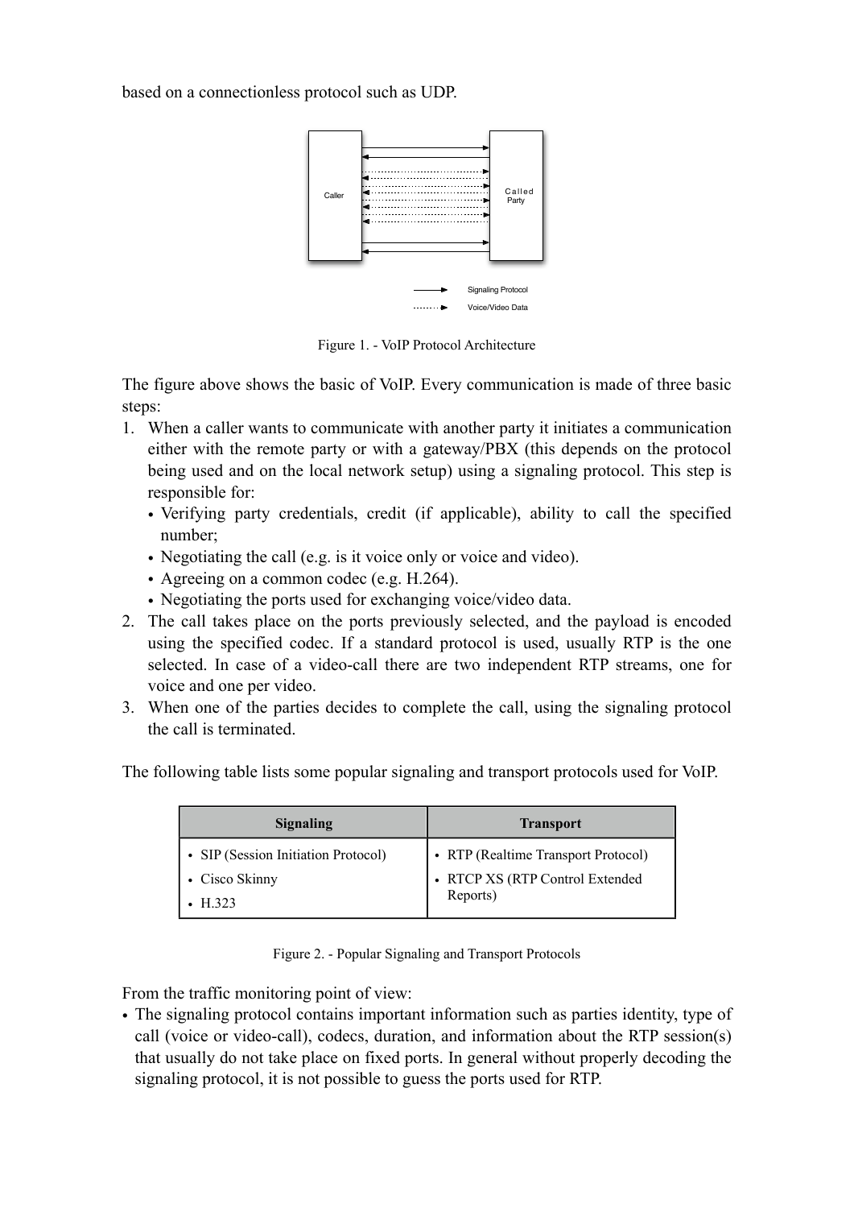based on a connectionless protocol such as UDP.

Figure 1. - VoIP Protocol Architecture

The figure above shows the basic of VoIP. Every communication is made of three basic steps:

1. When a caller wants to communicate with another party it initiates a communication either with the remote party or with a gateway/PBX (this depends on the protocol being used and on the local network setup) using a signaling protocol. This step is responsible for:
   - Verifying party credentials, credit (if applicable), ability to call the specified number;
   - Negotiating the call (e.g. is it voice only or voice and video).
   - Agreeing on a common codec (e.g. H.264).
   - Negotiating the ports used for exchanging voice/video data.
2. The call takes place on the ports previously selected, and the payload is encoded using the specified codec. If a standard protocol is used, usually RTP is the one selected. In case of a video-call there are two independent RTP streams, one for voice and one per video.
3. When one of the parties decides to complete the call, using the signaling protocol the call is terminated.

The following table lists some popular signaling and transport protocols used for VoIP.

| Signaling | Transport |
| --- | --- |
| • SIP (Session Initiation Protocol)<br>• Cisco Skinny<br>• H.323 | • RTP (Realtime Transport Protocol)<br>• RTCP XS (RTP Control Extended Reports) |

Figure 2. - Popular Signaling and Transport Protocols

From the traffic monitoring point of view:

- The signaling protocol contains important information such as parties identity, type of call (voice or video-call), codecs, duration, and information about the RTP session(s) that usually do not take place on fixed ports. In general without properly decoding the signaling protocol, it is not possible to guess the ports used for RTP.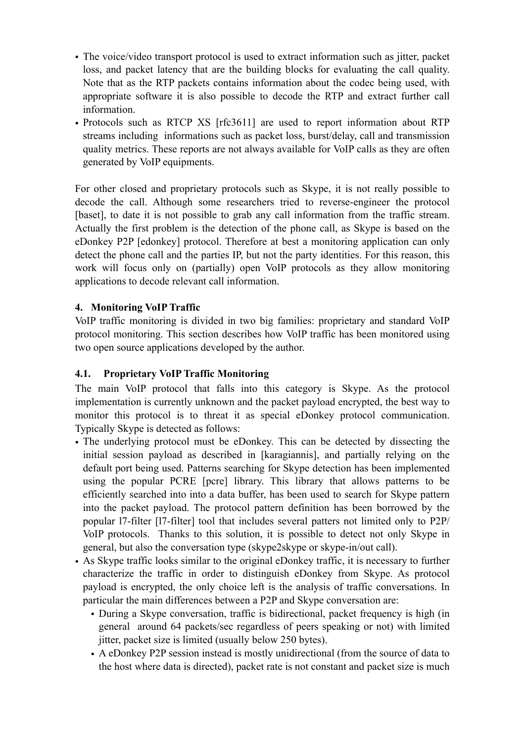- The voice/video transport protocol is used to extract information such as jitter, packet loss, and packet latency that are the building blocks for evaluating the call quality. Note that as the RTP packets contains information about the codec being used, with appropriate software it is also possible to decode the RTP and extract further call information.
- Protocols such as RTCP XS [rfc3611] are used to report information about RTP streams including informations such as packet loss, burst/delay, call and transmission quality metrics. These reports are not always available for VoIP calls as they are often generated by VoIP equipments.

For other closed and proprietary protocols such as Skype, it is not really possible to decode the call. Although some researchers tried to reverse-engineer the protocol [baset], to date it is not possible to grab any call information from the traffic stream. Actually the first problem is the detection of the phone call, as Skype is based on the eDonkey P2P [edonkey] protocol. Therefore at best a monitoring application can only detect the phone call and the parties IP, but not the party identities. For this reason, this work will focus only on (partially) open VoIP protocols as they allow monitoring applications to decode relevant call information.

## 4. Monitoring VoIP Traffic

VoIP traffic monitoring is divided in two big families: proprietary and standard VoIP protocol monitoring. This section describes how VoIP traffic has been monitored using two open source applications developed by the author.

### 4.1. Proprietary VoIP Traffic Monitoring

The main VoIP protocol that falls into this category is Skype. As the protocol implementation is currently unknown and the packet payload encrypted, the best way to monitor this protocol is to threat it as special eDonkey protocol communication. Typically Skype is detected as follows:

- The underlying protocol must be eDonkey. This can be detected by dissecting the initial session payload as described in [karagiannis], and partially relying on the default port being used. Patterns searching for Skype detection has been implemented using the popular PCRE [pcre] library. This library that allows patterns to be efficiently searched into into a data buffer, has been used to search for Skype pattern into the packet payload. The protocol pattern definition has been borrowed by the popular l7-filter [l7-filter] tool that includes several patters not limited only to P2P/VoIP protocols. Thanks to this solution, it is possible to detect not only Skype in general, but also the conversation type (skype2skype or skype-in/out call).
- As Skype traffic looks similar to the original eDonkey traffic, it is necessary to further characterize the traffic in order to distinguish eDonkey from Skype. As protocol payload is encrypted, the only choice left is the analysis of traffic conversations. In particular the main differences between a P2P and Skype conversation are:
  - During a Skype conversation, traffic is bidirectional, packet frequency is high (in general around 64 packets/sec regardless of peers speaking or not) with limited jitter, packet size is limited (usually below 250 bytes).
  - A eDonkey P2P session instead is mostly unidirectional (from the source of data to the host where data is directed), packet rate is not constant and packet size is much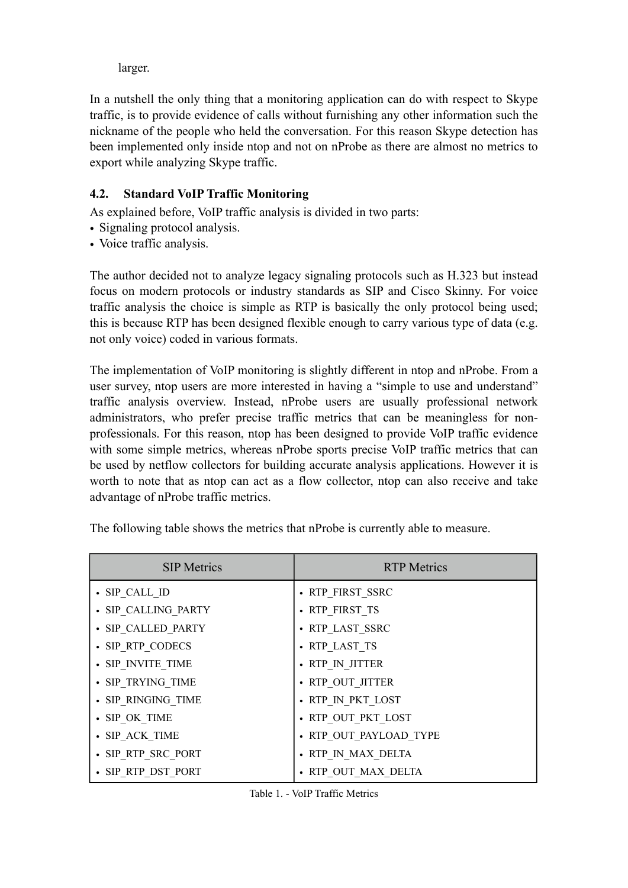larger.

In a nutshell the only thing that a monitoring application can do with respect to Skype traffic, is to provide evidence of calls without furnishing any other information such the nickname of the people who held the conversation. For this reason Skype detection has been implemented only inside ntop and not on nProbe as there are almost no metrics to export while analyzing Skype traffic.

### 4.2. Standard VoIP Traffic Monitoring

As explained before, VoIP traffic analysis is divided in two parts:

- Signaling protocol analysis.
- Voice traffic analysis.

The author decided not to analyze legacy signaling protocols such as H.323 but instead focus on modern protocols or industry standards as SIP and Cisco Skinny. For voice traffic analysis the choice is simple as RTP is basically the only protocol being used; this is because RTP has been designed flexible enough to carry various type of data (e.g. not only voice) coded in various formats.

The implementation of VoIP monitoring is slightly different in ntop and nProbe. From a user survey, ntop users are more interested in having a "simple to use and understand" traffic analysis overview. Instead, nProbe users are usually professional network administrators, who prefer precise traffic metrics that can be meaningless for non-professionals. For this reason, ntop has been designed to provide VoIP traffic evidence with some simple metrics, whereas nProbe sports precise VoIP traffic metrics that can be used by netflow collectors for building accurate analysis applications. However it is worth to note that as ntop can act as a flow collector, ntop can also receive and take advantage of nProbe traffic metrics.

The following table shows the metrics that nProbe is currently able to measure.

| SIP Metrics | RTP Metrics |
|---|---|
| • SIP_CALL_ID | • RTP_FIRST_SSRC |
| • SIP_CALLING_PARTY | • RTP_FIRST_TS |
| • SIP_CALLED_PARTY | • RTP_LAST_SSRC |
| • SIP_RTP_CODECS | • RTP_LAST_TS |
| • SIP_INVITE_TIME | • RTP_IN_JITTER |
| • SIP_TRYING_TIME | • RTP_OUT_JITTER |
| • SIP_RINGING_TIME | • RTP_IN_PKT_LOST |
| • SIP_OK_TIME | • RTP_OUT_PKT_LOST |
| • SIP_ACK_TIME | • RTP_OUT_PAYLOAD_TYPE |
| • SIP_RTP_SRC_PORT | • RTP_IN_MAX_DELTA |
| • SIP_RTP_DST_PORT | • RTP_OUT_MAX_DELTA |

Table 1. - VoIP Traffic Metrics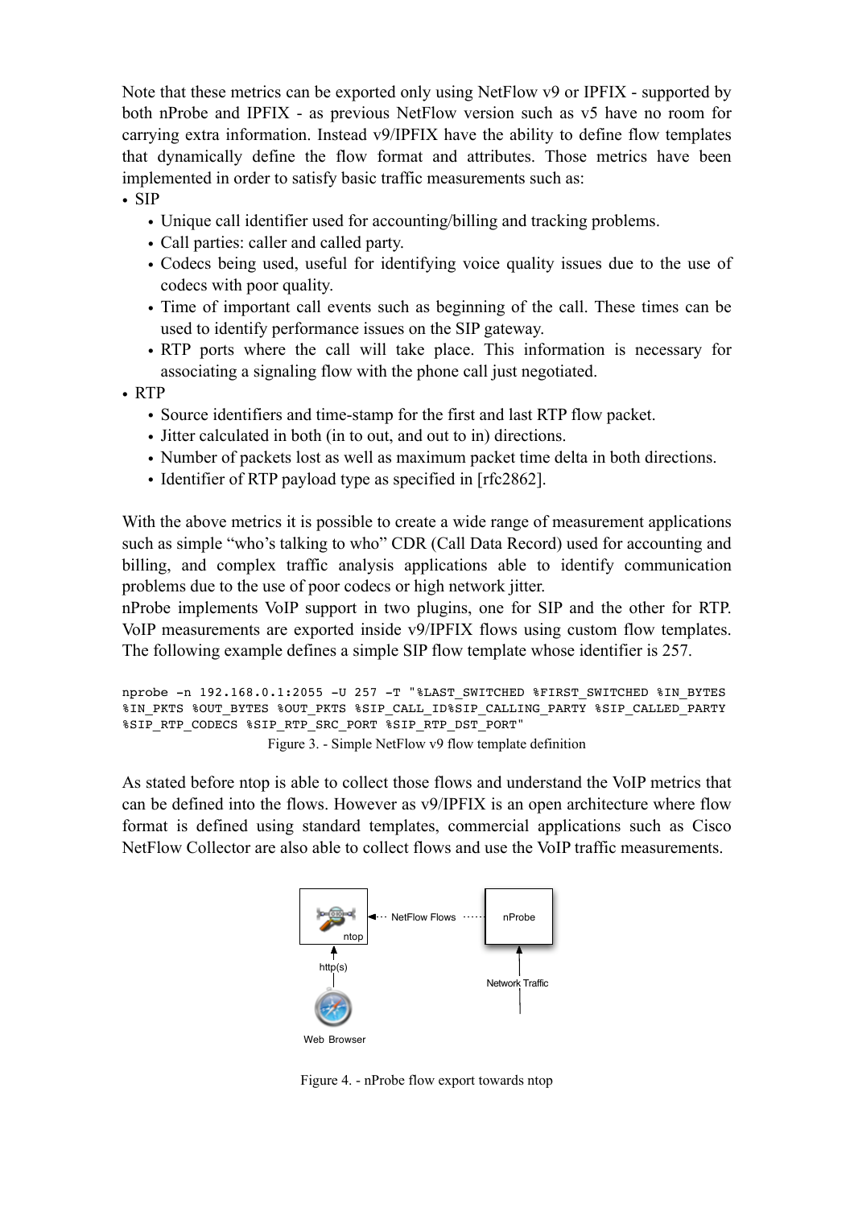Note that these metrics can be exported only using NetFlow v9 or IPFIX - supported by both nProbe and IPFIX - as previous NetFlow version such as v5 have no room for carrying extra information. Instead v9/IPFIX have the ability to define flow templates that dynamically define the flow format and attributes. Those metrics have been implemented in order to satisfy basic traffic measurements such as:

- SIP
  - Unique call identifier used for accounting/billing and tracking problems.
  - Call parties: caller and called party.
  - Codecs being used, useful for identifying voice quality issues due to the use of codecs with poor quality.
  - Time of important call events such as beginning of the call. These times can be used to identify performance issues on the SIP gateway.
  - RTP ports where the call will take place. This information is necessary for associating a signaling flow with the phone call just negotiated.
- RTP
  - Source identifiers and time-stamp for the first and last RTP flow packet.
  - Jitter calculated in both (in to out, and out to in) directions.
  - Number of packets lost as well as maximum packet time delta in both directions.
  - Identifier of RTP payload type as specified in [rfc2862].

With the above metrics it is possible to create a wide range of measurement applications such as simple "who's talking to who" CDR (Call Data Record) used for accounting and billing, and complex traffic analysis applications able to identify communication problems due to the use of poor codecs or high network jitter.
nProbe implements VoIP support in two plugins, one for SIP and the other for RTP. VoIP measurements are exported inside v9/IPFIX flows using custom flow templates. The following example defines a simple SIP flow template whose identifier is 257.

```
nprobe -n 192.168.0.1:2055 -U 257 -T "%LAST_SWITCHED %FIRST_SWITCHED %IN_BYTES
%IN_PKTS %OUT_BYTES %OUT_PKTS %SIP_CALL_ID%SIP_CALLING_PARTY %SIP_CALLED_PARTY
%SIP_RTP_CODECS %SIP_RTP_SRC_PORT %SIP_RTP_DST_PORT"
```

Figure 3. - Simple NetFlow v9 flow template definition

As stated before ntop is able to collect those flows and understand the VoIP metrics that can be defined into the flows. However as v9/IPFIX is an open architecture where flow format is defined using standard templates, commercial applications such as Cisco NetFlow Collector are also able to collect flows and use the VoIP traffic measurements.

Figure 4. - nProbe flow export towards ntop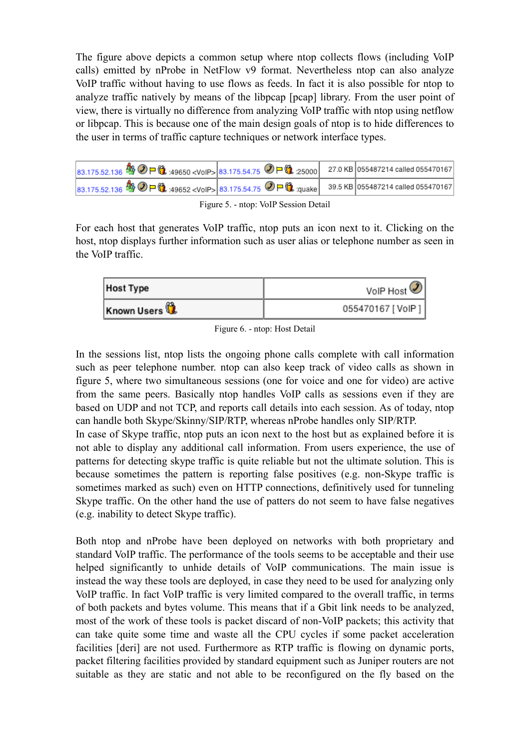The figure above depicts a common setup where ntop collects flows (including VoIP calls) emitted by nProbe in NetFlow v9 format. Nevertheless ntop can also analyze VoIP traffic without having to use flows as feeds. In fact it is also possible for ntop to analyze traffic natively by means of the libpcap [pcap] library. From the user point of view, there is virtually no difference from analyzing VoIP traffic with ntop using netflow or libpcap. This is because one of the main design goals of ntop is to hide differences to the user in terms of traffic capture techniques or network interface types.

| | | | |
|---|---|---|---|
| 83.175.52.136 :49650 <VoIP> | 83.175.54.75 :25000 | 27.0 KB | 055487214 called 055470167 |
| 83.175.52.136 :49652 <VoIP> | 83.175.54.75 :quake | 39.5 KB | 055487214 called 055470167 |

Figure 5. - ntop: VoIP Session Detail

For each host that generates VoIP traffic, ntop puts an icon next to it. Clicking on the host, ntop displays further information such as user alias or telephone number as seen in the VoIP traffic.

| | |
|---|---|
| **Host Type** | VoIP Host |
| **Known Users** | 055470167 [ VoIP ] |

Figure 6. - ntop: Host Detail

In the sessions list, ntop lists the ongoing phone calls complete with call information such as peer telephone number. ntop can also keep track of video calls as shown in figure 5, where two simultaneous sessions (one for voice and one for video) are active from the same peers. Basically ntop handles VoIP calls as sessions even if they are based on UDP and not TCP, and reports call details into each session. As of today, ntop can handle both Skype/Skinny/SIP/RTP, whereas nProbe handles only SIP/RTP.
In case of Skype traffic, ntop puts an icon next to the host but as explained before it is not able to display any additional call information. From users experience, the use of patterns for detecting skype traffic is quite reliable but not the ultimate solution. This is because sometimes the pattern is reporting false positives (e.g. non-Skype traffic is sometimes marked as such) even on HTTP connections, definitively used for tunneling Skype traffic. On the other hand the use of patters do not seem to have false negatives (e.g. inability to detect Skype traffic).

Both ntop and nProbe have been deployed on networks with both proprietary and standard VoIP traffic. The performance of the tools seems to be acceptable and their use helped significantly to unhide details of VoIP communications. The main issue is instead the way these tools are deployed, in case they need to be used for analyzing only VoIP traffic. In fact VoIP traffic is very limited compared to the overall traffic, in terms of both packets and bytes volume. This means that if a Gbit link needs to be analyzed, most of the work of these tools is packet discard of non-VoIP packets; this activity that can take quite some time and waste all the CPU cycles if some packet acceleration facilities [deri] are not used. Furthermore as RTP traffic is flowing on dynamic ports, packet filtering facilities provided by standard equipment such as Juniper routers are not suitable as they are static and not able to be reconfigured on the fly based on the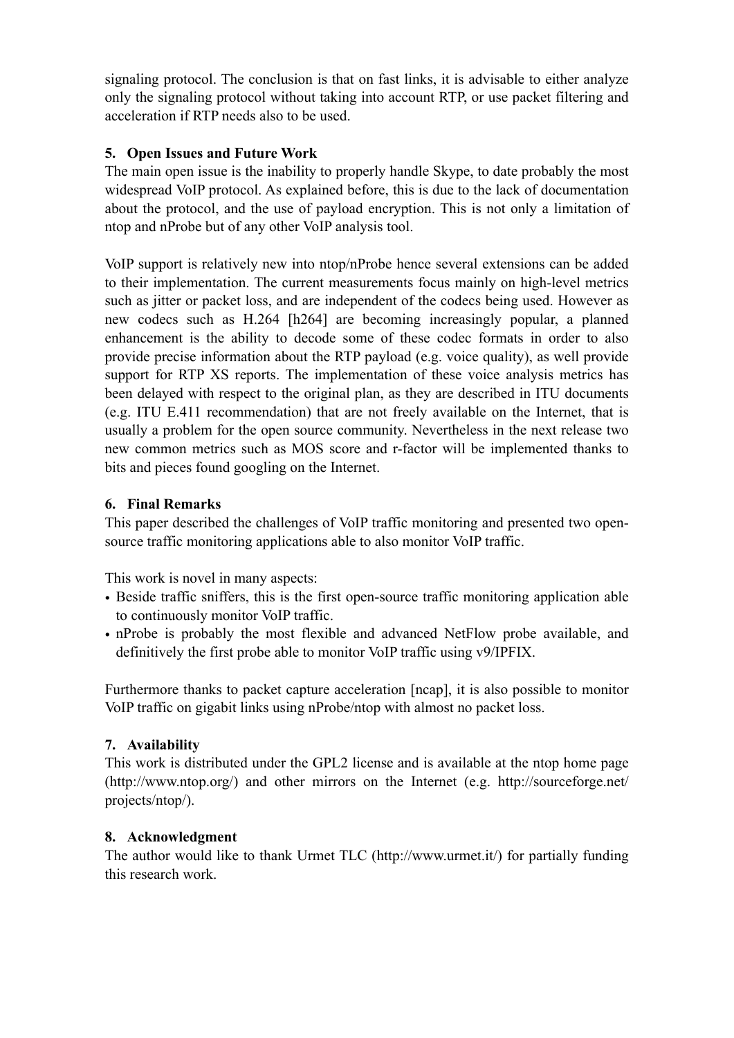signaling protocol. The conclusion is that on fast links, it is advisable to either analyze only the signaling protocol without taking into account RTP, or use packet filtering and acceleration if RTP needs also to be used.

## 5. Open Issues and Future Work

The main open issue is the inability to properly handle Skype, to date probably the most widespread VoIP protocol. As explained before, this is due to the lack of documentation about the protocol, and the use of payload encryption. This is not only a limitation of ntop and nProbe but of any other VoIP analysis tool.

VoIP support is relatively new into ntop/nProbe hence several extensions can be added to their implementation. The current measurements focus mainly on high-level metrics such as jitter or packet loss, and are independent of the codecs being used. However as new codecs such as H.264 [h264] are becoming increasingly popular, a planned enhancement is the ability to decode some of these codec formats in order to also provide precise information about the RTP payload (e.g. voice quality), as well provide support for RTP XS reports. The implementation of these voice analysis metrics has been delayed with respect to the original plan, as they are described in ITU documents (e.g. ITU E.411 recommendation) that are not freely available on the Internet, that is usually a problem for the open source community. Nevertheless in the next release two new common metrics such as MOS score and r-factor will be implemented thanks to bits and pieces found googling on the Internet.

## 6. Final Remarks

This paper described the challenges of VoIP traffic monitoring and presented two open-source traffic monitoring applications able to also monitor VoIP traffic.

This work is novel in many aspects:

- Beside traffic sniffers, this is the first open-source traffic monitoring application able to continuously monitor VoIP traffic.
- nProbe is probably the most flexible and advanced NetFlow probe available, and definitively the first probe able to monitor VoIP traffic using v9/IPFIX.

Furthermore thanks to packet capture acceleration [ncap], it is also possible to monitor VoIP traffic on gigabit links using nProbe/ntop with almost no packet loss.

## 7. Availability

This work is distributed under the GPL2 license and is available at the ntop home page (http://www.ntop.org/) and other mirrors on the Internet (e.g. http://sourceforge.net/projects/ntop/).

## 8. Acknowledgment

The author would like to thank Urmet TLC (http://www.urmet.it/) for partially funding this research work.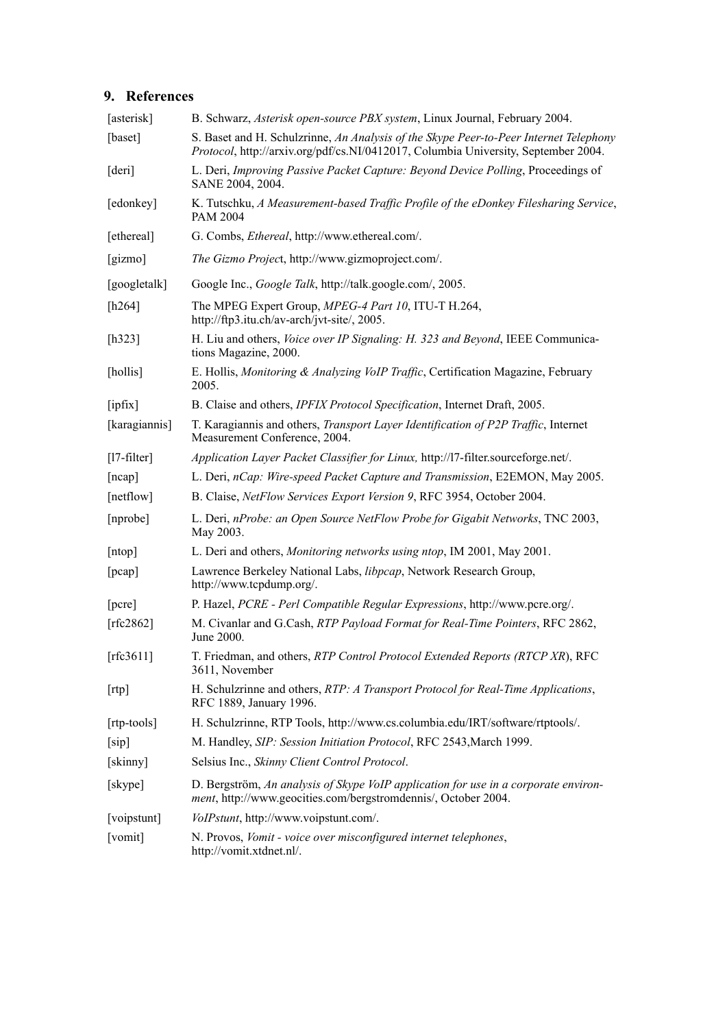## 9. References

[asterisk] B. Schwarz, *Asterisk open-source PBX system*, Linux Journal, February 2004.

[baset] S. Baset and H. Schulzrinne, *An Analysis of the Skype Peer-to-Peer Internet Telephony Protocol*, http://arxiv.org/pdf/cs.NI/0412017, Columbia University, September 2004.

[deri] L. Deri, *Improving Passive Packet Capture: Beyond Device Polling*, Proceedings of SANE 2004, 2004.

[edonkey] K. Tutschku, *A Measurement-based Traffic Profile of the eDonkey Filesharing Service*, PAM 2004

[ethereal] G. Combs, *Ethereal*, http://www.ethereal.com/.

[gizmo] *The Gizmo Projec*t, http://www.gizmoproject.com/.

[googletalk] Google Inc., *Google Talk*, http://talk.google.com/, 2005.

[h264] The MPEG Expert Group, *MPEG-4 Part 10*, ITU-T H.264, http://ftp3.itu.ch/av-arch/jvt-site/, 2005.

[h323] H. Liu and others, *Voice over IP Signaling: H. 323 and Beyond*, IEEE Communications Magazine, 2000.

[hollis] E. Hollis, *Monitoring & Analyzing VoIP Traffic*, Certification Magazine, February 2005.

[ipfix] B. Claise and others, *IPFIX Protocol Specification*, Internet Draft, 2005.

[karagiannis] T. Karagiannis and others, *Transport Layer Identification of P2P Traffic*, Internet Measurement Conference, 2004.

[l7-filter] *Application Layer Packet Classifier for Linux,* http://l7-filter.sourceforge.net/.

[ncap] L. Deri, *nCap: Wire-speed Packet Capture and Transmission*, E2EMON, May 2005.

[netflow] B. Claise, *NetFlow Services Export Version 9*, RFC 3954, October 2004.

[nprobe] L. Deri, *nProbe: an Open Source NetFlow Probe for Gigabit Networks*, TNC 2003, May 2003.

[ntop] L. Deri and others, *Monitoring networks using ntop*, IM 2001, May 2001.

[pcap] Lawrence Berkeley National Labs, *libpcap*, Network Research Group, http://www.tcpdump.org/.

[pcre] P. Hazel, *PCRE - Perl Compatible Regular Expressions*, http://www.pcre.org/.

[rfc2862] M. Civanlar and G.Cash, *RTP Payload Format for Real-Time Pointers*, RFC 2862, June 2000.

[rfc3611] T. Friedman, and others, *RTP Control Protocol Extended Reports (RTCP XR*), RFC 3611, November

[rtp] H. Schulzrinne and others, *RTP: A Transport Protocol for Real-Time Applications*, RFC 1889, January 1996.

[rtp-tools] H. Schulzrinne, RTP Tools, http://www.cs.columbia.edu/IRT/software/rtptools/.

[sip] M. Handley, *SIP: Session Initiation Protocol*, RFC 2543,March 1999.

[skinny] Selsius Inc., *Skinny Client Control Protocol*.

[skype] D. Bergström, *An analysis of Skype VoIP application for use in a corporate environment*, http://www.geocities.com/bergstromdennis/, October 2004.

[voipstunt] *VoIPstunt*, http://www.voipstunt.com/.

[vomit] N. Provos, *Vomit - voice over misconfigured internet telephones*, http://vomit.xtdnet.nl/.